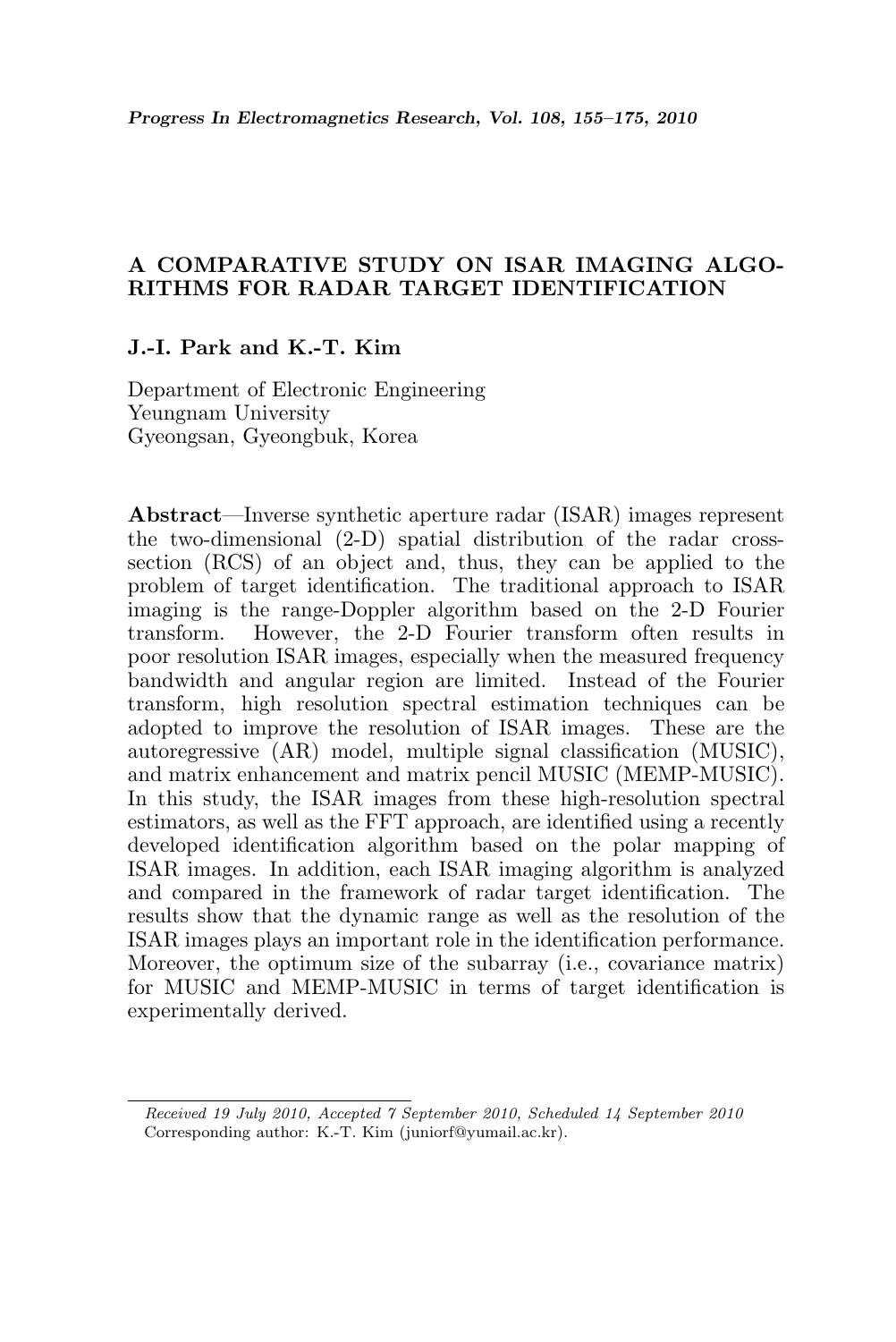# A COMPARATIVE STUDY ON ISAR IMAGING ALGORITHMS FOR RADAR TARGET IDENTIFICATION

**J.-I. Park and K.-T. Kim**

Department of Electronic Engineering
Yeungnam University
Gyeongsan, Gyeongbuk, Korea

**Abstract**—Inverse synthetic aperture radar (ISAR) images represent the two-dimensional (2-D) spatial distribution of the radar cross-section (RCS) of an object and, thus, they can be applied to the problem of target identification. The traditional approach to ISAR imaging is the range-Doppler algorithm based on the 2-D Fourier transform. However, the 2-D Fourier transform often results in poor resolution ISAR images, especially when the measured frequency bandwidth and angular region are limited. Instead of the Fourier transform, high resolution spectral estimation techniques can be adopted to improve the resolution of ISAR images. These are the autoregressive (AR) model, multiple signal classification (MUSIC), and matrix enhancement and matrix pencil MUSIC (MEMP-MUSIC). In this study, the ISAR images from these high-resolution spectral estimators, as well as the FFT approach, are identified using a recently developed identification algorithm based on the polar mapping of ISAR images. In addition, each ISAR imaging algorithm is analyzed and compared in the framework of radar target identification. The results show that the dynamic range as well as the resolution of the ISAR images plays an important role in the identification performance. Moreover, the optimum size of the subarray (i.e., covariance matrix) for MUSIC and MEMP-MUSIC in terms of target identification is experimentally derived.

*Received 19 July 2010, Accepted 7 September 2010, Scheduled 14 September 2010*
Corresponding author: K.-T. Kim (juniorf@yumail.ac.kr).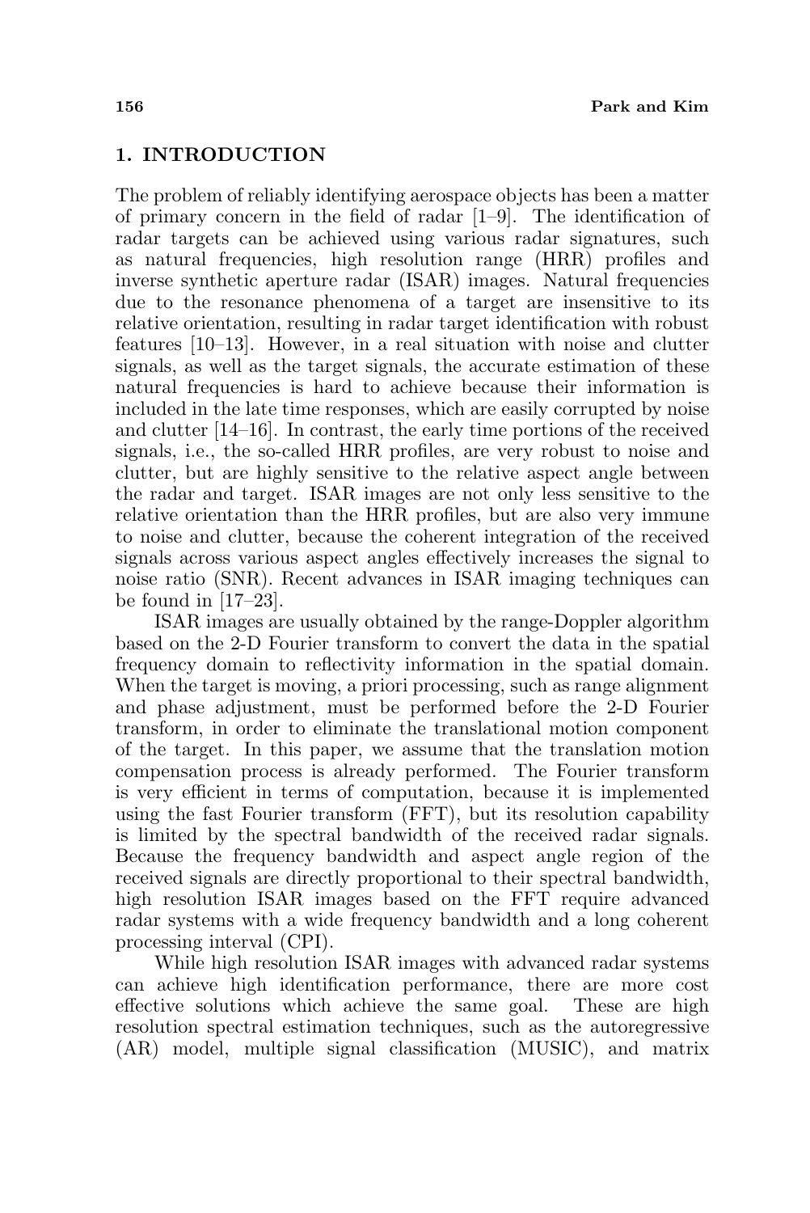## 1. INTRODUCTION

The problem of reliably identifying aerospace objects has been a matter of primary concern in the field of radar [1–9]. The identification of radar targets can be achieved using various radar signatures, such as natural frequencies, high resolution range (HRR) profiles and inverse synthetic aperture radar (ISAR) images. Natural frequencies due to the resonance phenomena of a target are insensitive to its relative orientation, resulting in radar target identification with robust features [10–13]. However, in a real situation with noise and clutter signals, as well as the target signals, the accurate estimation of these natural frequencies is hard to achieve because their information is included in the late time responses, which are easily corrupted by noise and clutter [14–16]. In contrast, the early time portions of the received signals, i.e., the so-called HRR profiles, are very robust to noise and clutter, but are highly sensitive to the relative aspect angle between the radar and target. ISAR images are not only less sensitive to the relative orientation than the HRR profiles, but are also very immune to noise and clutter, because the coherent integration of the received signals across various aspect angles effectively increases the signal to noise ratio (SNR). Recent advances in ISAR imaging techniques can be found in [17–23].

ISAR images are usually obtained by the range-Doppler algorithm based on the 2-D Fourier transform to convert the data in the spatial frequency domain to reflectivity information in the spatial domain. When the target is moving, a priori processing, such as range alignment and phase adjustment, must be performed before the 2-D Fourier transform, in order to eliminate the translational motion component of the target. In this paper, we assume that the translation motion compensation process is already performed. The Fourier transform is very efficient in terms of computation, because it is implemented using the fast Fourier transform (FFT), but its resolution capability is limited by the spectral bandwidth of the received radar signals. Because the frequency bandwidth and aspect angle region of the received signals are directly proportional to their spectral bandwidth, high resolution ISAR images based on the FFT require advanced radar systems with a wide frequency bandwidth and a long coherent processing interval (CPI).

While high resolution ISAR images with advanced radar systems can achieve high identification performance, there are more cost effective solutions which achieve the same goal. These are high resolution spectral estimation techniques, such as the autoregressive (AR) model, multiple signal classification (MUSIC), and matrix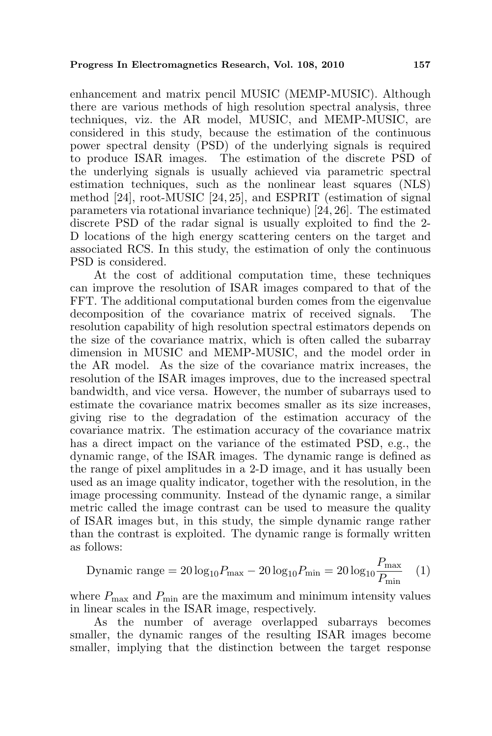enhancement and matrix pencil MUSIC (MEMP-MUSIC). Although there are various methods of high resolution spectral analysis, three techniques, viz. the AR model, MUSIC, and MEMP-MUSIC, are considered in this study, because the estimation of the continuous power spectral density (PSD) of the underlying signals is required to produce ISAR images. The estimation of the discrete PSD of the underlying signals is usually achieved via parametric spectral estimation techniques, such as the nonlinear least squares (NLS) method [24], root-MUSIC [24, 25], and ESPRIT (estimation of signal parameters via rotational invariance technique) [24, 26]. The estimated discrete PSD of the radar signal is usually exploited to find the 2-D locations of the high energy scattering centers on the target and associated RCS. In this study, the estimation of only the continuous PSD is considered.

At the cost of additional computation time, these techniques can improve the resolution of ISAR images compared to that of the FFT. The additional computational burden comes from the eigenvalue decomposition of the covariance matrix of received signals. The resolution capability of high resolution spectral estimators depends on the size of the covariance matrix, which is often called the subarray dimension in MUSIC and MEMP-MUSIC, and the model order in the AR model. As the size of the covariance matrix increases, the resolution of the ISAR images improves, due to the increased spectral bandwidth, and vice versa. However, the number of subarrays used to estimate the covariance matrix becomes smaller as its size increases, giving rise to the degradation of the estimation accuracy of the covariance matrix. The estimation accuracy of the covariance matrix has a direct impact on the variance of the estimated PSD, e.g., the dynamic range, of the ISAR images. The dynamic range is defined as the range of pixel amplitudes in a 2-D image, and it has usually been used as an image quality indicator, together with the resolution, in the image processing community. Instead of the dynamic range, a similar metric called the image contrast can be used to measure the quality of ISAR images but, in this study, the simple dynamic range rather than the contrast is exploited. The dynamic range is formally written as follows:

$$\text{Dynamic range} = 20\log_{10}P_{\max} - 20\log_{10}P_{\min} = 20\log_{10}\frac{P_{\max}}{P_{\min}} \quad (1)$$

where $P_{\max}$ and $P_{\min}$ are the maximum and minimum intensity values in linear scales in the ISAR image, respectively.

As the number of average overlapped subarrays becomes smaller, the dynamic ranges of the resulting ISAR images become smaller, implying that the distinction between the target response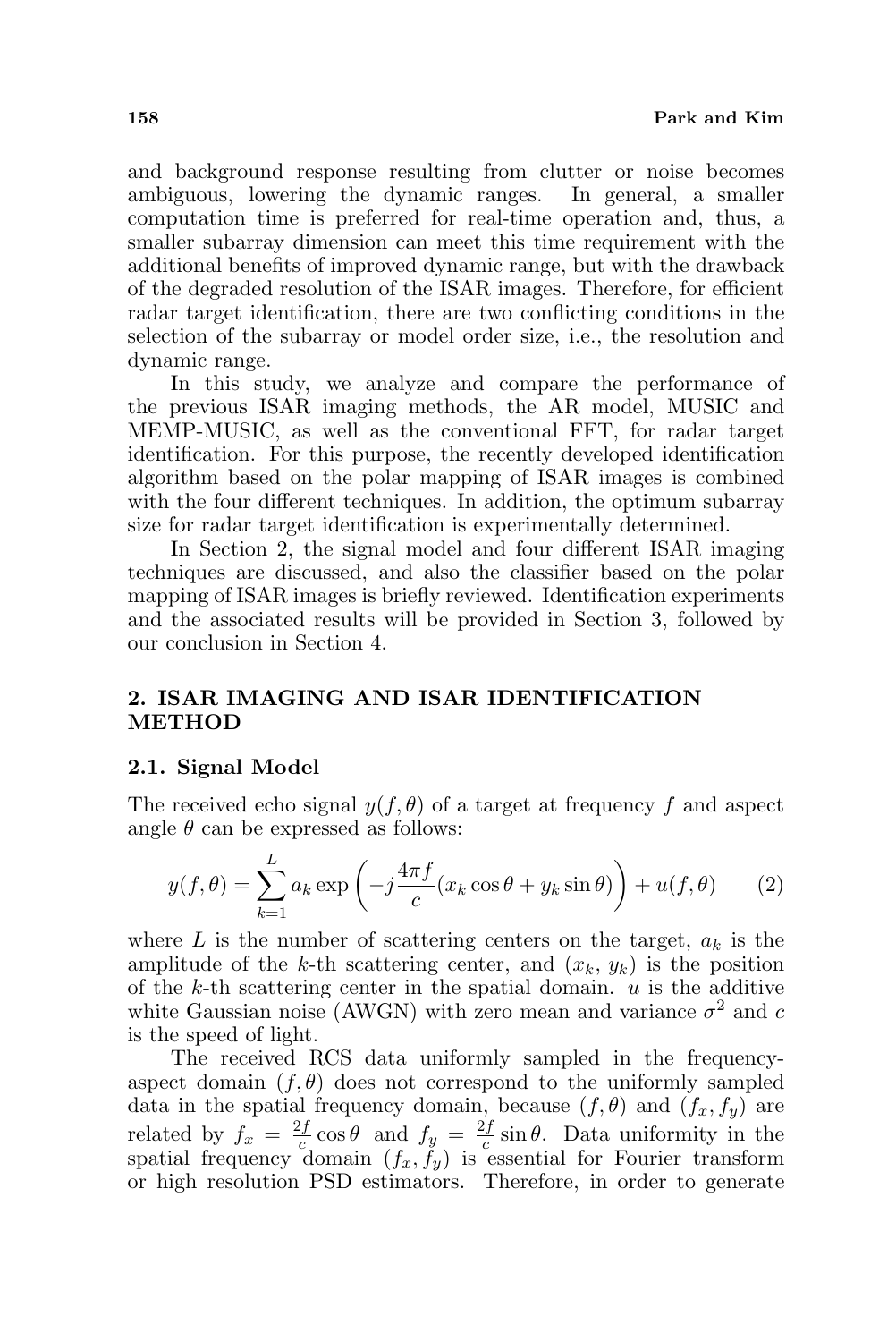and background response resulting from clutter or noise becomes ambiguous, lowering the dynamic ranges. In general, a smaller computation time is preferred for real-time operation and, thus, a smaller subarray dimension can meet this time requirement with the additional benefits of improved dynamic range, but with the drawback of the degraded resolution of the ISAR images. Therefore, for efficient radar target identification, there are two conflicting conditions in the selection of the subarray or model order size, i.e., the resolution and dynamic range.

In this study, we analyze and compare the performance of the previous ISAR imaging methods, the AR model, MUSIC and MEMP-MUSIC, as well as the conventional FFT, for radar target identification. For this purpose, the recently developed identification algorithm based on the polar mapping of ISAR images is combined with the four different techniques. In addition, the optimum subarray size for radar target identification is experimentally determined.

In Section 2, the signal model and four different ISAR imaging techniques are discussed, and also the classifier based on the polar mapping of ISAR images is briefly reviewed. Identification experiments and the associated results will be provided in Section 3, followed by our conclusion in Section 4.

## 2. ISAR IMAGING AND ISAR IDENTIFICATION METHOD

### 2.1. Signal Model

The received echo signal $y(f, \theta)$ of a target at frequency $f$ and aspect angle $\theta$ can be expressed as follows:

$$y(f, \theta) = \sum_{k=1}^{L} a_k \exp\left(-j\frac{4\pi f}{c}(x_k \cos\theta + y_k \sin\theta)\right) + u(f, \theta) \qquad (2)$$

where $L$ is the number of scattering centers on the target, $a_k$ is the amplitude of the $k$-th scattering center, and $(x_k,\, y_k)$ is the position of the $k$-th scattering center in the spatial domain. $u$ is the additive white Gaussian noise (AWGN) with zero mean and variance $\sigma^2$ and $c$ is the speed of light.

The received RCS data uniformly sampled in the frequency-aspect domain $(f, \theta)$ does not correspond to the uniformly sampled data in the spatial frequency domain, because $(f, \theta)$ and $(f_x, f_y)$ are related by $f_x = \frac{2f}{c}\cos\theta$ and $f_y = \frac{2f}{c}\sin\theta$. Data uniformity in the spatial frequency domain $(f_x, f_y)$ is essential for Fourier transform or high resolution PSD estimators. Therefore, in order to generate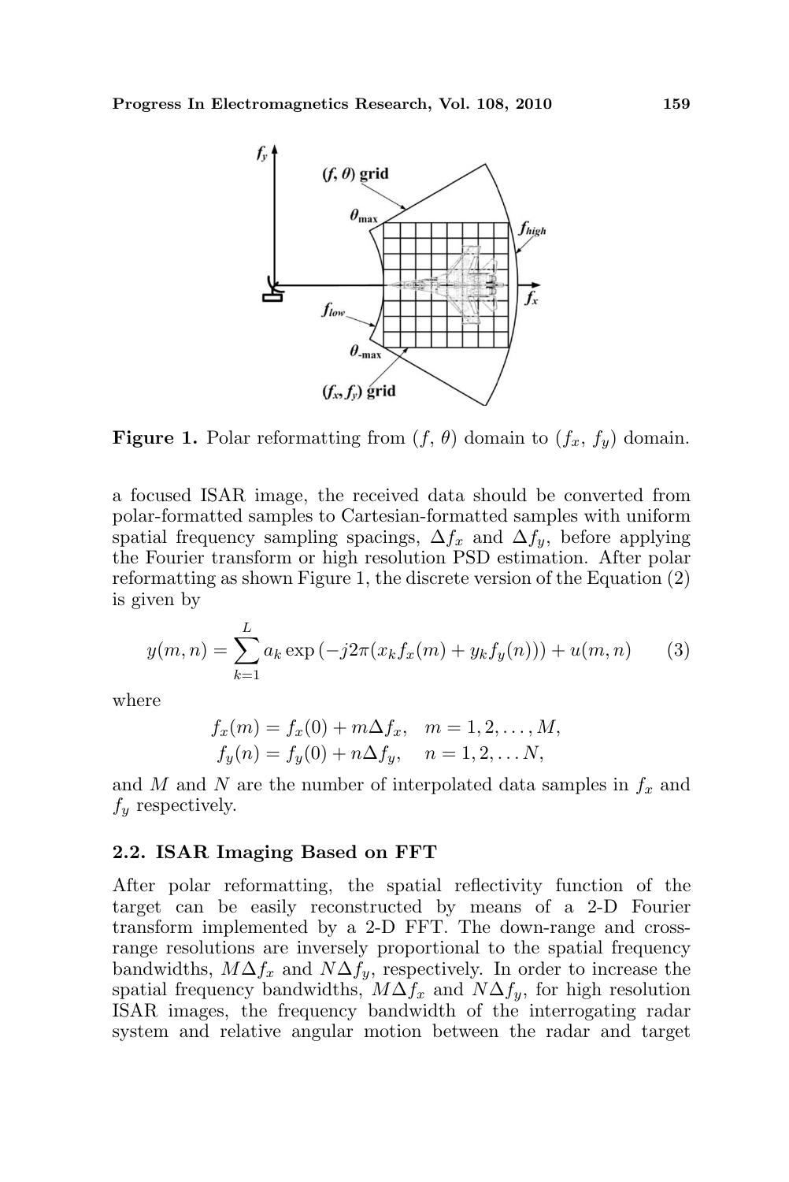**Figure 1.** Polar reformatting from $(f, \theta)$ domain to $(f_x, f_y)$ domain.

a focused ISAR image, the received data should be converted from polar-formatted samples to Cartesian-formatted samples with uniform spatial frequency sampling spacings, $\Delta f_x$ and $\Delta f_y$, before applying the Fourier transform or high resolution PSD estimation. After polar reformatting as shown Figure 1, the discrete version of the Equation (2) is given by

$$y(m, n) = \sum_{k=1}^{L} a_k \exp\left(-j2\pi(x_k f_x(m) + y_k f_y(n))\right) + u(m, n) \tag{3}$$

where

$$f_x(m) = f_x(0) + m\Delta f_x, \quad m = 1, 2, \ldots, M,$$
$$f_y(n) = f_y(0) + n\Delta f_y, \quad n = 1, 2, \ldots N,$$

and $M$ and $N$ are the number of interpolated data samples in $f_x$ and $f_y$ respectively.

### 2.2. ISAR Imaging Based on FFT

After polar reformatting, the spatial reflectivity function of the target can be easily reconstructed by means of a 2-D Fourier transform implemented by a 2-D FFT. The down-range and cross-range resolutions are inversely proportional to the spatial frequency bandwidths, $M\Delta f_x$ and $N\Delta f_y$, respectively. In order to increase the spatial frequency bandwidths, $M\Delta f_x$ and $N\Delta f_y$, for high resolution ISAR images, the frequency bandwidth of the interrogating radar system and relative angular motion between the radar and target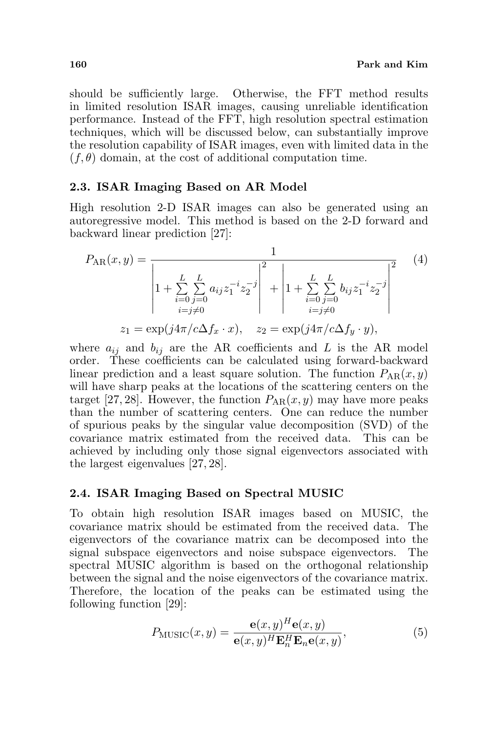should be sufficiently large. Otherwise, the FFT method results in limited resolution ISAR images, causing unreliable identification performance. Instead of the FFT, high resolution spectral estimation techniques, which will be discussed below, can substantially improve the resolution capability of ISAR images, even with limited data in the $(f, \theta)$ domain, at the cost of additional computation time.

### 2.3. ISAR Imaging Based on AR Model

High resolution 2-D ISAR images can also be generated using an autoregressive model. This method is based on the 2-D forward and backward linear prediction [27]:

$$P_{\mathrm{AR}}(x, y) = \frac{1}{\left|1 + \sum\limits_{\substack{i=0 \\ i=j\neq 0}}^{L} \sum\limits_{j=0}^{L} a_{ij} z_1^{-i} z_2^{-j}\right|^2 + \left|1 + \sum\limits_{\substack{i=0 \\ i=j\neq 0}}^{L} \sum\limits_{j=0}^{L} b_{ij} z_1^{-i} z_2^{-j}\right|^2} \tag{4}$$

$$z_1 = \exp(j4\pi/c\Delta f_x \cdot x), \quad z_2 = \exp(j4\pi/c\Delta f_y \cdot y),$$

where $a_{ij}$ and $b_{ij}$ are the AR coefficients and $L$ is the AR model order. These coefficients can be calculated using forward-backward linear prediction and a least square solution. The function $P_{\mathrm{AR}}(x, y)$ will have sharp peaks at the locations of the scattering centers on the target [27, 28]. However, the function $P_{\mathrm{AR}}(x, y)$ may have more peaks than the number of scattering centers. One can reduce the number of spurious peaks by the singular value decomposition (SVD) of the covariance matrix estimated from the received data. This can be achieved by including only those signal eigenvectors associated with the largest eigenvalues [27, 28].

### 2.4. ISAR Imaging Based on Spectral MUSIC

To obtain high resolution ISAR images based on MUSIC, the covariance matrix should be estimated from the received data. The eigenvectors of the covariance matrix can be decomposed into the signal subspace eigenvectors and noise subspace eigenvectors. The spectral MUSIC algorithm is based on the orthogonal relationship between the signal and the noise eigenvectors of the covariance matrix. Therefore, the location of the peaks can be estimated using the following function [29]:

$$P_{\mathrm{MUSIC}}(x, y) = \frac{\mathbf{e}(x, y)^H \mathbf{e}(x, y)}{\mathbf{e}(x, y)^H \mathbf{E}_n^H \mathbf{E}_n \mathbf{e}(x, y)}, \tag{5}$$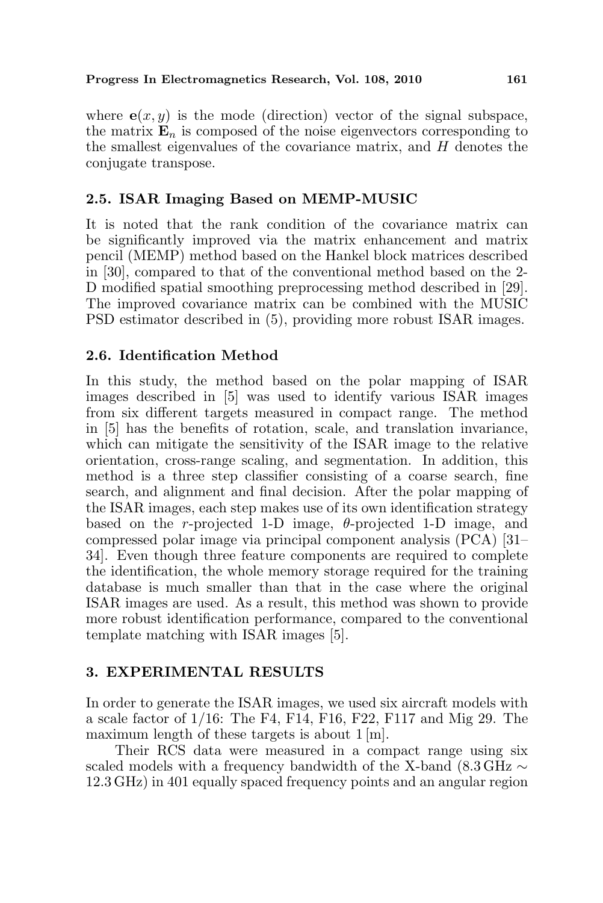where $\mathbf{e}(x, y)$ is the mode (direction) vector of the signal subspace, the matrix $\mathbf{E}_n$ is composed of the noise eigenvectors corresponding to the smallest eigenvalues of the covariance matrix, and $H$ denotes the conjugate transpose.

### 2.5. ISAR Imaging Based on MEMP-MUSIC

It is noted that the rank condition of the covariance matrix can be significantly improved via the matrix enhancement and matrix pencil (MEMP) method based on the Hankel block matrices described in [30], compared to that of the conventional method based on the 2-D modified spatial smoothing preprocessing method described in [29]. The improved covariance matrix can be combined with the MUSIC PSD estimator described in (5), providing more robust ISAR images.

### 2.6. Identification Method

In this study, the method based on the polar mapping of ISAR images described in [5] was used to identify various ISAR images from six different targets measured in compact range. The method in [5] has the benefits of rotation, scale, and translation invariance, which can mitigate the sensitivity of the ISAR image to the relative orientation, cross-range scaling, and segmentation. In addition, this method is a three step classifier consisting of a coarse search, fine search, and alignment and final decision. After the polar mapping of the ISAR images, each step makes use of its own identification strategy based on the $r$-projected 1-D image, $\theta$-projected 1-D image, and compressed polar image via principal component analysis (PCA) [31–34]. Even though three feature components are required to complete the identification, the whole memory storage required for the training database is much smaller than that in the case where the original ISAR images are used. As a result, this method was shown to provide more robust identification performance, compared to the conventional template matching with ISAR images [5].

## 3. EXPERIMENTAL RESULTS

In order to generate the ISAR images, we used six aircraft models with a scale factor of 1/16: The F4, F14, F16, F22, F117 and Mig 29. The maximum length of these targets is about 1 [m].

Their RCS data were measured in a compact range using six scaled models with a frequency bandwidth of the X-band (8.3 GHz $\sim$ 12.3 GHz) in 401 equally spaced frequency points and an angular region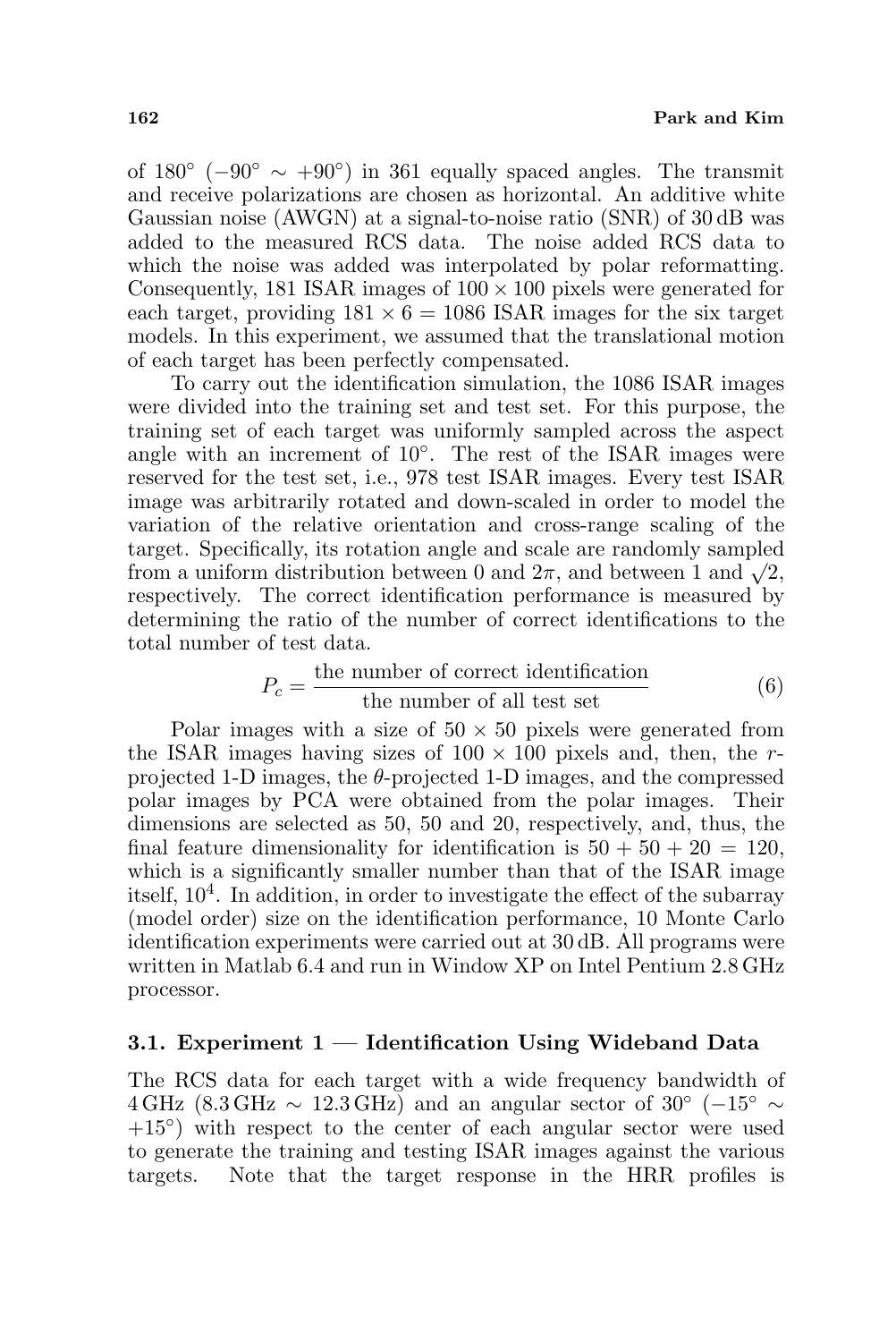of 180° (−90° ∼ +90°) in 361 equally spaced angles. The transmit and receive polarizations are chosen as horizontal. An additive white Gaussian noise (AWGN) at a signal-to-noise ratio (SNR) of 30 dB was added to the measured RCS data. The noise added RCS data to which the noise was added was interpolated by polar reformatting. Consequently, 181 ISAR images of $100 \times 100$ pixels were generated for each target, providing $181 \times 6 = 1086$ ISAR images for the six target models. In this experiment, we assumed that the translational motion of each target has been perfectly compensated.

To carry out the identification simulation, the 1086 ISAR images were divided into the training set and test set. For this purpose, the training set of each target was uniformly sampled across the aspect angle with an increment of 10°. The rest of the ISAR images were reserved for the test set, i.e., 978 test ISAR images. Every test ISAR image was arbitrarily rotated and down-scaled in order to model the variation of the relative orientation and cross-range scaling of the target. Specifically, its rotation angle and scale are randomly sampled from a uniform distribution between 0 and $2\pi$, and between 1 and $\sqrt{2}$, respectively. The correct identification performance is measured by determining the ratio of the number of correct identifications to the total number of test data.

$$P_c = \frac{\text{the number of correct identification}}{\text{the number of all test set}} \tag{6}$$

Polar images with a size of $50 \times 50$ pixels were generated from the ISAR images having sizes of $100 \times 100$ pixels and, then, the $r$-projected 1-D images, the $\theta$-projected 1-D images, and the compressed polar images by PCA were obtained from the polar images. Their dimensions are selected as 50, 50 and 20, respectively, and, thus, the final feature dimensionality for identification is $50 + 50 + 20 = 120$, which is a significantly smaller number than that of the ISAR image itself, $10^4$. In addition, in order to investigate the effect of the subarray (model order) size on the identification performance, 10 Monte Carlo identification experiments were carried out at 30 dB. All programs were written in Matlab 6.4 and run in Window XP on Intel Pentium 2.8 GHz processor.

### 3.1. Experiment 1 — Identification Using Wideband Data

The RCS data for each target with a wide frequency bandwidth of 4 GHz (8.3 GHz ∼ 12.3 GHz) and an angular sector of 30° (−15° ∼ +15°) with respect to the center of each angular sector were used to generate the training and testing ISAR images against the various targets. Note that the target response in the HRR profiles is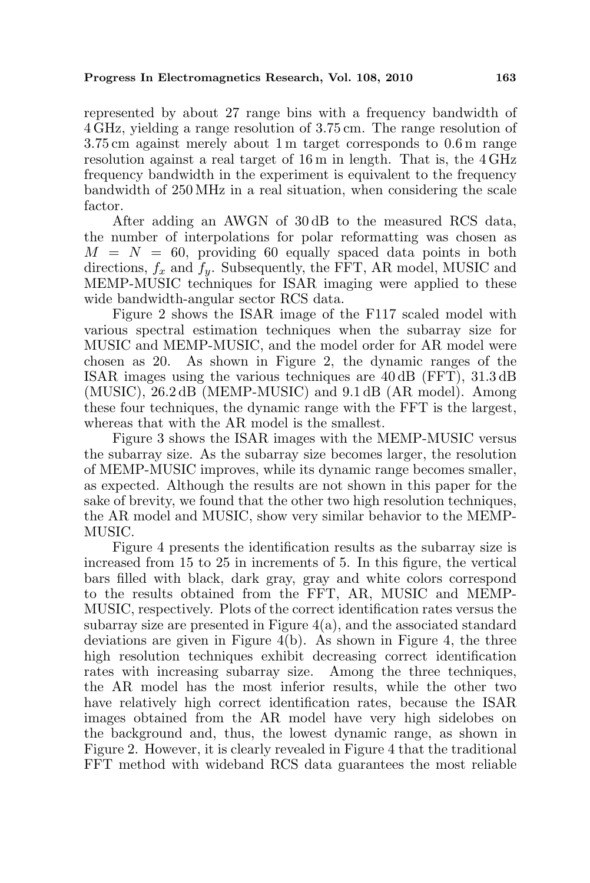represented by about 27 range bins with a frequency bandwidth of 4 GHz, yielding a range resolution of 3.75 cm. The range resolution of 3.75 cm against merely about 1 m target corresponds to 0.6 m range resolution against a real target of 16 m in length. That is, the 4 GHz frequency bandwidth in the experiment is equivalent to the frequency bandwidth of 250 MHz in a real situation, when considering the scale factor.

After adding an AWGN of 30 dB to the measured RCS data, the number of interpolations for polar reformatting was chosen as $M = N = 60$, providing 60 equally spaced data points in both directions, $f_x$ and $f_y$. Subsequently, the FFT, AR model, MUSIC and MEMP-MUSIC techniques for ISAR imaging were applied to these wide bandwidth-angular sector RCS data.

Figure 2 shows the ISAR image of the F117 scaled model with various spectral estimation techniques when the subarray size for MUSIC and MEMP-MUSIC, and the model order for AR model were chosen as 20. As shown in Figure 2, the dynamic ranges of the ISAR images using the various techniques are 40 dB (FFT), 31.3 dB (MUSIC), 26.2 dB (MEMP-MUSIC) and 9.1 dB (AR model). Among these four techniques, the dynamic range with the FFT is the largest, whereas that with the AR model is the smallest.

Figure 3 shows the ISAR images with the MEMP-MUSIC versus the subarray size. As the subarray size becomes larger, the resolution of MEMP-MUSIC improves, while its dynamic range becomes smaller, as expected. Although the results are not shown in this paper for the sake of brevity, we found that the other two high resolution techniques, the AR model and MUSIC, show very similar behavior to the MEMP-MUSIC.

Figure 4 presents the identification results as the subarray size is increased from 15 to 25 in increments of 5. In this figure, the vertical bars filled with black, dark gray, gray and white colors correspond to the results obtained from the FFT, AR, MUSIC and MEMP-MUSIC, respectively. Plots of the correct identification rates versus the subarray size are presented in Figure 4(a), and the associated standard deviations are given in Figure 4(b). As shown in Figure 4, the three high resolution techniques exhibit decreasing correct identification rates with increasing subarray size. Among the three techniques, the AR model has the most inferior results, while the other two have relatively high correct identification rates, because the ISAR images obtained from the AR model have very high sidelobes on the background and, thus, the lowest dynamic range, as shown in Figure 2. However, it is clearly revealed in Figure 4 that the traditional FFT method with wideband RCS data guarantees the most reliable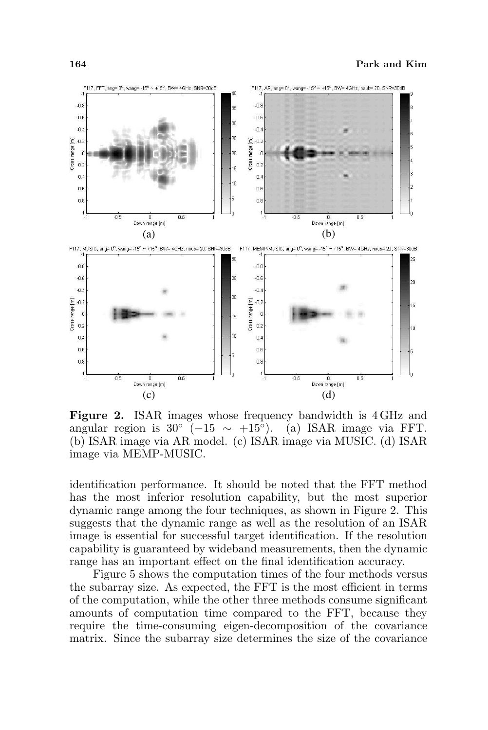**Figure 2.** ISAR images whose frequency bandwidth is 4 GHz and angular region is 30° (−15 ∼ +15°). (a) ISAR image via FFT. (b) ISAR image via AR model. (c) ISAR image via MUSIC. (d) ISAR image via MEMP-MUSIC.

identification performance. It should be noted that the FFT method has the most inferior resolution capability, but the most superior dynamic range among the four techniques, as shown in Figure 2. This suggests that the dynamic range as well as the resolution of an ISAR image is essential for successful target identification. If the resolution capability is guaranteed by wideband measurements, then the dynamic range has an important effect on the final identification accuracy.

Figure 5 shows the computation times of the four methods versus the subarray size. As expected, the FFT is the most efficient in terms of the computation, while the other three methods consume significant amounts of computation time compared to the FFT, because they require the time-consuming eigen-decomposition of the covariance matrix. Since the subarray size determines the size of the covariance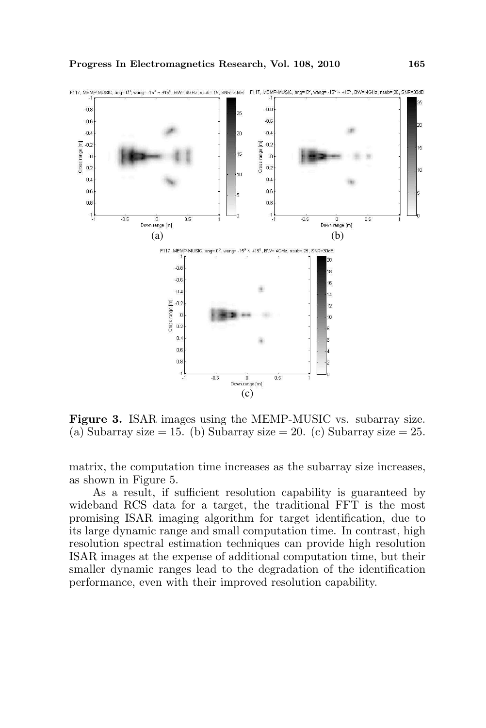**Figure 3.** ISAR images using the MEMP-MUSIC vs. subarray size. (a) Subarray size = 15. (b) Subarray size = 20. (c) Subarray size = 25.

matrix, the computation time increases as the subarray size increases, as shown in Figure 5.

As a result, if sufficient resolution capability is guaranteed by wideband RCS data for a target, the traditional FFT is the most promising ISAR imaging algorithm for target identification, due to its large dynamic range and small computation time. In contrast, high resolution spectral estimation techniques can provide high resolution ISAR images at the expense of additional computation time, but their smaller dynamic ranges lead to the degradation of the identification performance, even with their improved resolution capability.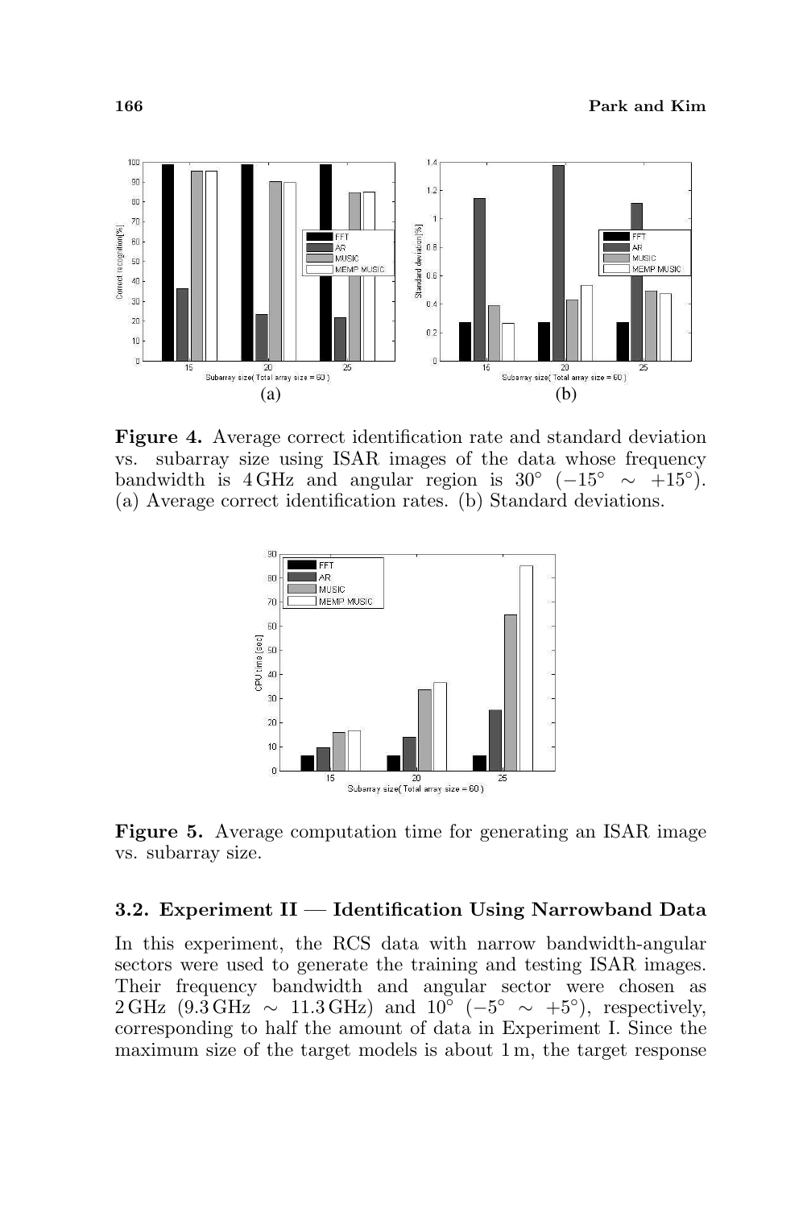**Figure 4.** Average correct identification rate and standard deviation vs. subarray size using ISAR images of the data whose frequency bandwidth is 4 GHz and angular region is $30^\circ$ $(-15^\circ \sim +15^\circ)$. (a) Average correct identification rates. (b) Standard deviations.

**Figure 5.** Average computation time for generating an ISAR image vs. subarray size.

### 3.2. Experiment II — Identification Using Narrowband Data

In this experiment, the RCS data with narrow bandwidth-angular sectors were used to generate the training and testing ISAR images. Their frequency bandwidth and angular sector were chosen as 2 GHz (9.3 GHz $\sim$ 11.3 GHz) and $10^\circ$ $(-5^\circ \sim +5^\circ)$, respectively, corresponding to half the amount of data in Experiment I. Since the maximum size of the target models is about 1 m, the target response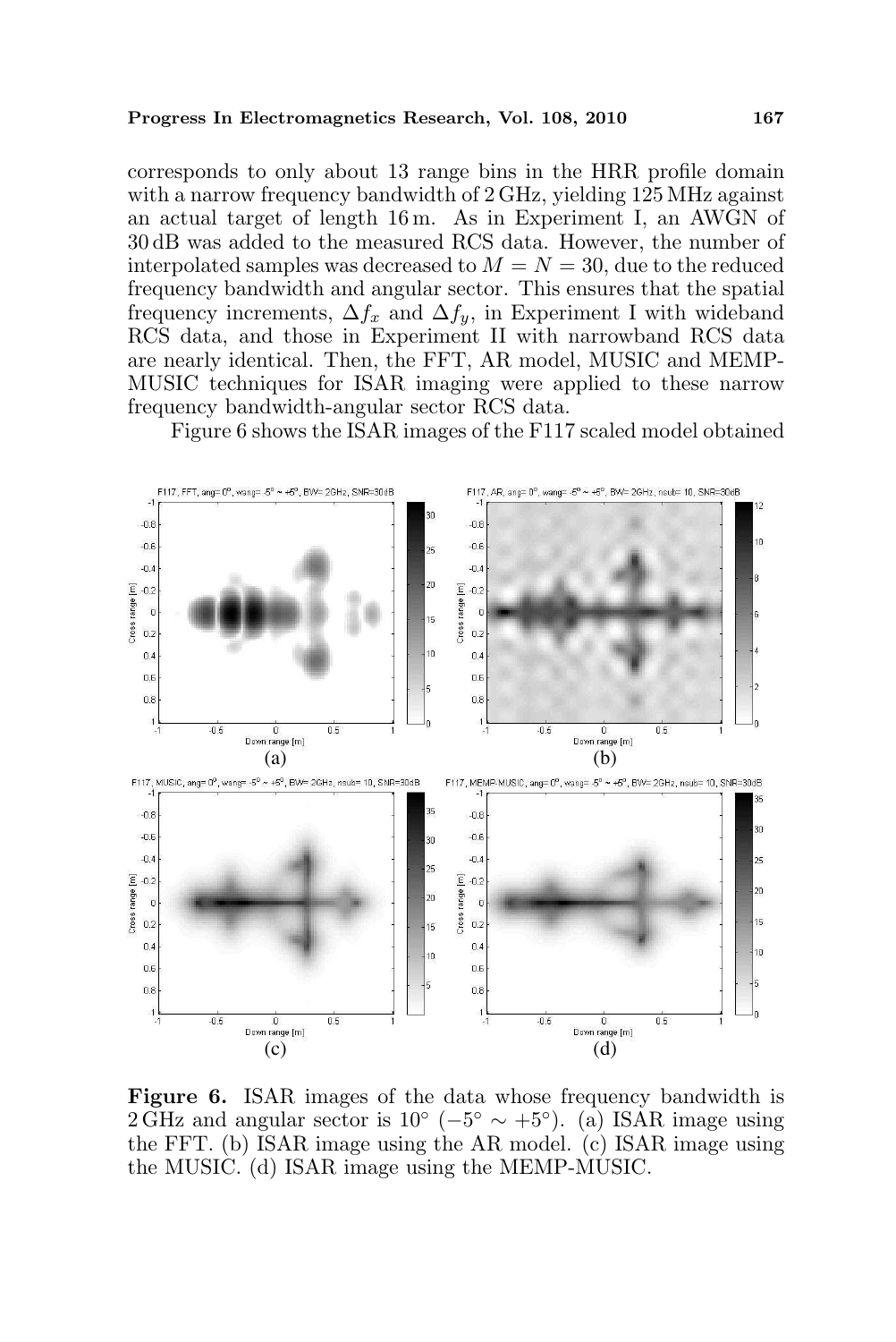corresponds to only about 13 range bins in the HRR profile domain with a narrow frequency bandwidth of 2 GHz, yielding 125 MHz against an actual target of length 16 m. As in Experiment I, an AWGN of 30 dB was added to the measured RCS data. However, the number of interpolated samples was decreased to $M = N = 30$, due to the reduced frequency bandwidth and angular sector. This ensures that the spatial frequency increments, $\Delta f_x$ and $\Delta f_y$, in Experiment I with wideband RCS data, and those in Experiment II with narrowband RCS data are nearly identical. Then, the FFT, AR model, MUSIC and MEMP-MUSIC techniques for ISAR imaging were applied to these narrow frequency bandwidth-angular sector RCS data.

Figure 6 shows the ISAR images of the F117 scaled model obtained

**Figure 6.** ISAR images of the data whose frequency bandwidth is 2 GHz and angular sector is 10° ($-5° \sim +5°$). (a) ISAR image using the FFT. (b) ISAR image using the AR model. (c) ISAR image using the MUSIC. (d) ISAR image using the MEMP-MUSIC.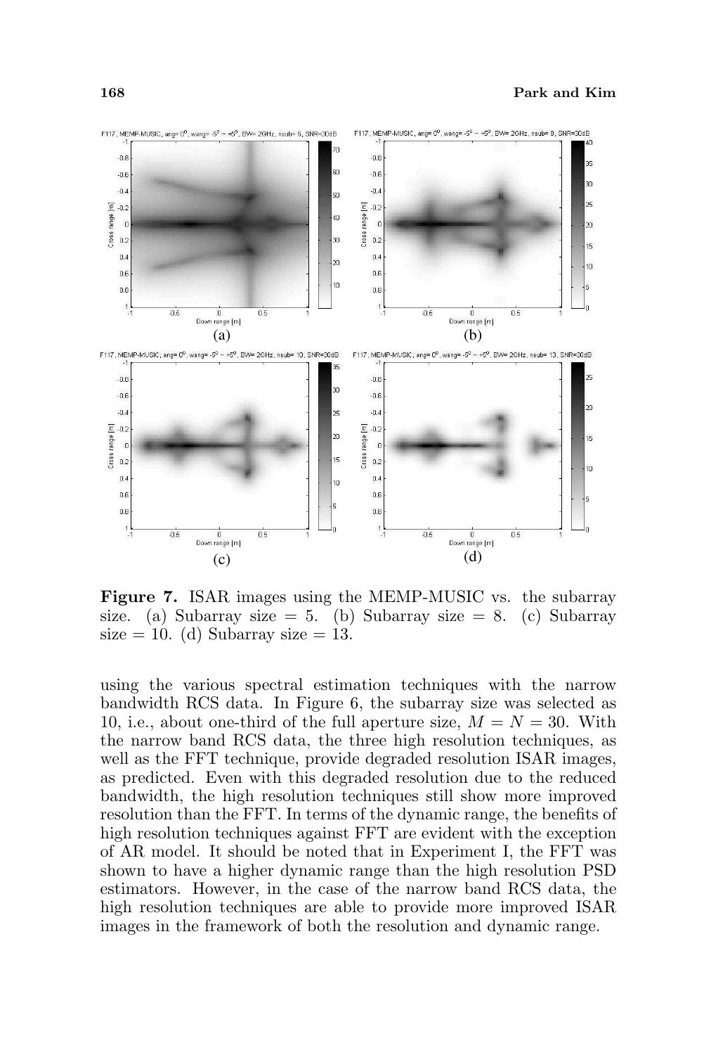**Figure 7.** ISAR images using the MEMP-MUSIC vs. the subarray size. (a) Subarray size = 5. (b) Subarray size = 8. (c) Subarray size = 10. (d) Subarray size = 13.

using the various spectral estimation techniques with the narrow bandwidth RCS data. In Figure 6, the subarray size was selected as 10, i.e., about one-third of the full aperture size, $M = N = 30$. With the narrow band RCS data, the three high resolution techniques, as well as the FFT technique, provide degraded resolution ISAR images, as predicted. Even with this degraded resolution due to the reduced bandwidth, the high resolution techniques still show more improved resolution than the FFT. In terms of the dynamic range, the benefits of high resolution techniques against FFT are evident with the exception of AR model. It should be noted that in Experiment I, the FFT was shown to have a higher dynamic range than the high resolution PSD estimators. However, in the case of the narrow band RCS data, the high resolution techniques are able to provide more improved ISAR images in the framework of both the resolution and dynamic range.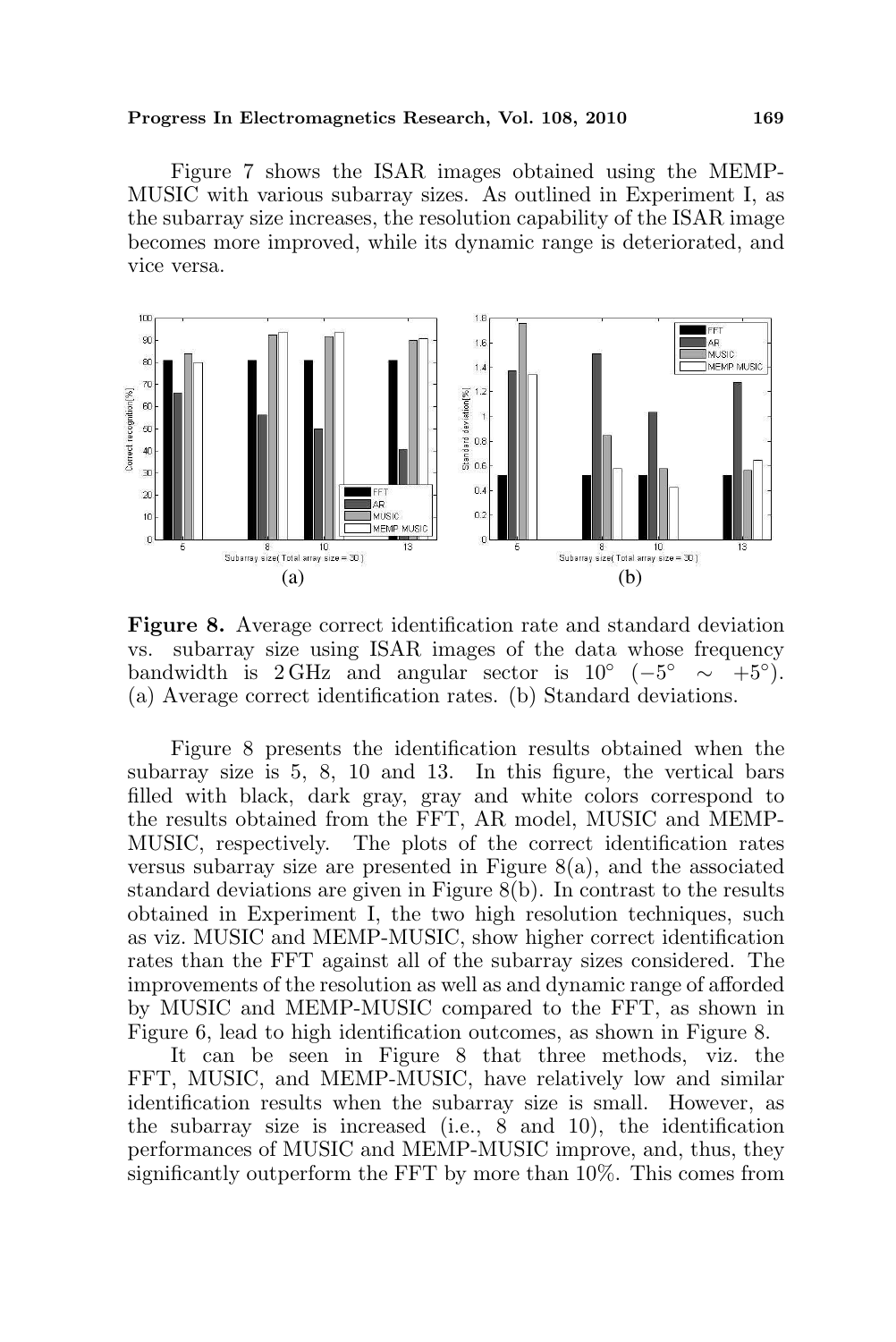Figure 7 shows the ISAR images obtained using the MEMP-MUSIC with various subarray sizes. As outlined in Experiment I, as the subarray size increases, the resolution capability of the ISAR image becomes more improved, while its dynamic range is deteriorated, and vice versa.

**Figure 8.** Average correct identification rate and standard deviation vs. subarray size using ISAR images of the data whose frequency bandwidth is 2 GHz and angular sector is $10^{\circ}$ ($-5^{\circ} \sim +5^{\circ}$). (a) Average correct identification rates. (b) Standard deviations.

Figure 8 presents the identification results obtained when the subarray size is 5, 8, 10 and 13. In this figure, the vertical bars filled with black, dark gray, gray and white colors correspond to the results obtained from the FFT, AR model, MUSIC and MEMP-MUSIC, respectively. The plots of the correct identification rates versus subarray size are presented in Figure 8(a), and the associated standard deviations are given in Figure 8(b). In contrast to the results obtained in Experiment I, the two high resolution techniques, such as viz. MUSIC and MEMP-MUSIC, show higher correct identification rates than the FFT against all of the subarray sizes considered. The improvements of the resolution as well as and dynamic range of afforded by MUSIC and MEMP-MUSIC compared to the FFT, as shown in Figure 6, lead to high identification outcomes, as shown in Figure 8.

It can be seen in Figure 8 that three methods, viz. the FFT, MUSIC, and MEMP-MUSIC, have relatively low and similar identification results when the subarray size is small. However, as the subarray size is increased (i.e., 8 and 10), the identification performances of MUSIC and MEMP-MUSIC improve, and, thus, they significantly outperform the FFT by more than 10%. This comes from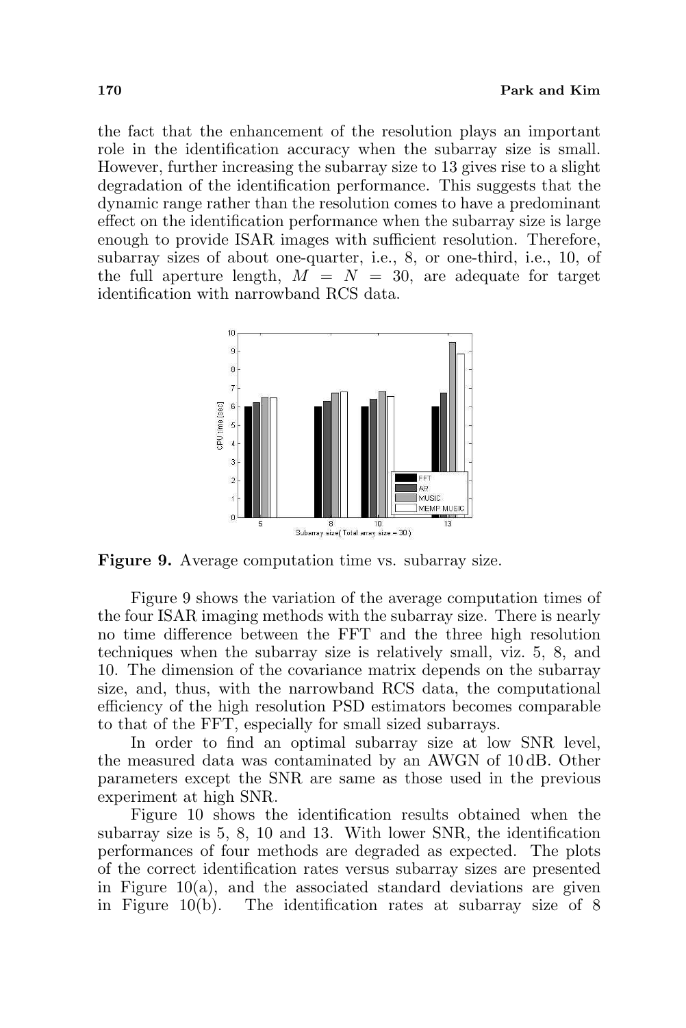the fact that the enhancement of the resolution plays an important role in the identification accuracy when the subarray size is small. However, further increasing the subarray size to 13 gives rise to a slight degradation of the identification performance. This suggests that the dynamic range rather than the resolution comes to have a predominant effect on the identification performance when the subarray size is large enough to provide ISAR images with sufficient resolution. Therefore, subarray sizes of about one-quarter, i.e., 8, or one-third, i.e., 10, of the full aperture length, $M = N = 30$, are adequate for target identification with narrowband RCS data.

**Figure 9.** Average computation time vs. subarray size.

Figure 9 shows the variation of the average computation times of the four ISAR imaging methods with the subarray size. There is nearly no time difference between the FFT and the three high resolution techniques when the subarray size is relatively small, viz. 5, 8, and 10. The dimension of the covariance matrix depends on the subarray size, and, thus, with the narrowband RCS data, the computational efficiency of the high resolution PSD estimators becomes comparable to that of the FFT, especially for small sized subarrays.

In order to find an optimal subarray size at low SNR level, the measured data was contaminated by an AWGN of 10 dB. Other parameters except the SNR are same as those used in the previous experiment at high SNR.

Figure 10 shows the identification results obtained when the subarray size is 5, 8, 10 and 13. With lower SNR, the identification performances of four methods are degraded as expected. The plots of the correct identification rates versus subarray sizes are presented in Figure 10(a), and the associated standard deviations are given in Figure 10(b). The identification rates at subarray size of 8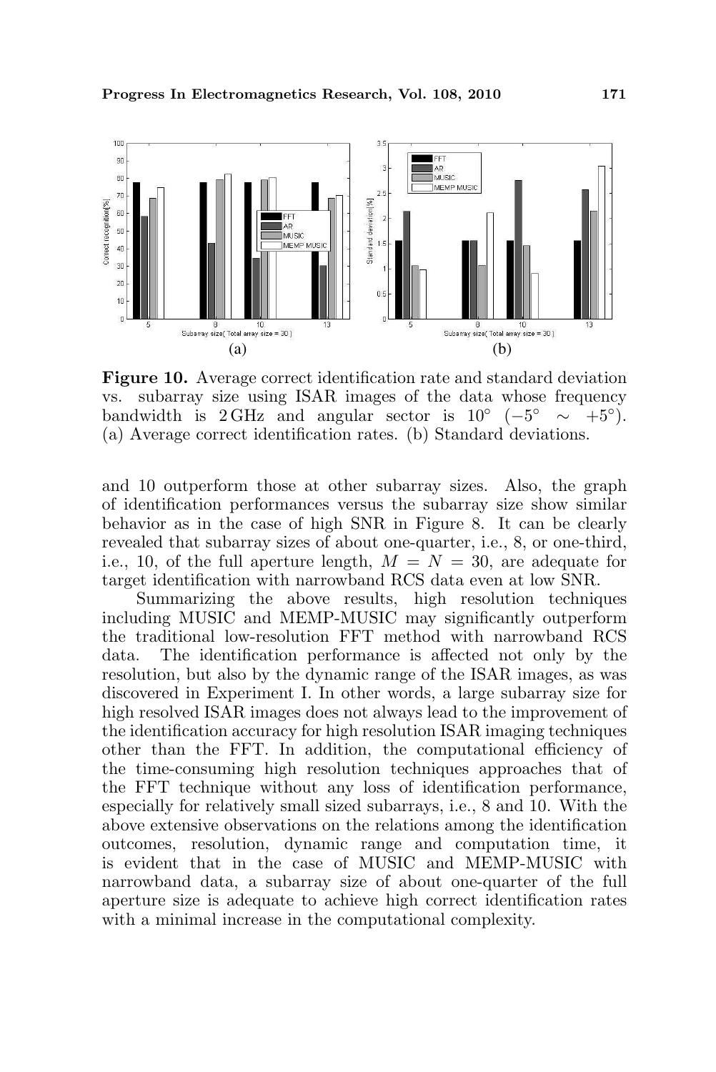**Figure 10.** Average correct identification rate and standard deviation vs. subarray size using ISAR images of the data whose frequency bandwidth is 2 GHz and angular sector is $10^\circ$ ($-5^\circ \sim +5^\circ$). (a) Average correct identification rates. (b) Standard deviations.

and 10 outperform those at other subarray sizes. Also, the graph of identification performances versus the subarray size show similar behavior as in the case of high SNR in Figure 8. It can be clearly revealed that subarray sizes of about one-quarter, i.e., 8, or one-third, i.e., 10, of the full aperture length, $M = N = 30$, are adequate for target identification with narrowband RCS data even at low SNR.

Summarizing the above results, high resolution techniques including MUSIC and MEMP-MUSIC may significantly outperform the traditional low-resolution FFT method with narrowband RCS data. The identification performance is affected not only by the resolution, but also by the dynamic range of the ISAR images, as was discovered in Experiment I. In other words, a large subarray size for high resolved ISAR images does not always lead to the improvement of the identification accuracy for high resolution ISAR imaging techniques other than the FFT. In addition, the computational efficiency of the time-consuming high resolution techniques approaches that of the FFT technique without any loss of identification performance, especially for relatively small sized subarrays, i.e., 8 and 10. With the above extensive observations on the relations among the identification outcomes, resolution, dynamic range and computation time, it is evident that in the case of MUSIC and MEMP-MUSIC with narrowband data, a subarray size of about one-quarter of the full aperture size is adequate to achieve high correct identification rates with a minimal increase in the computational complexity.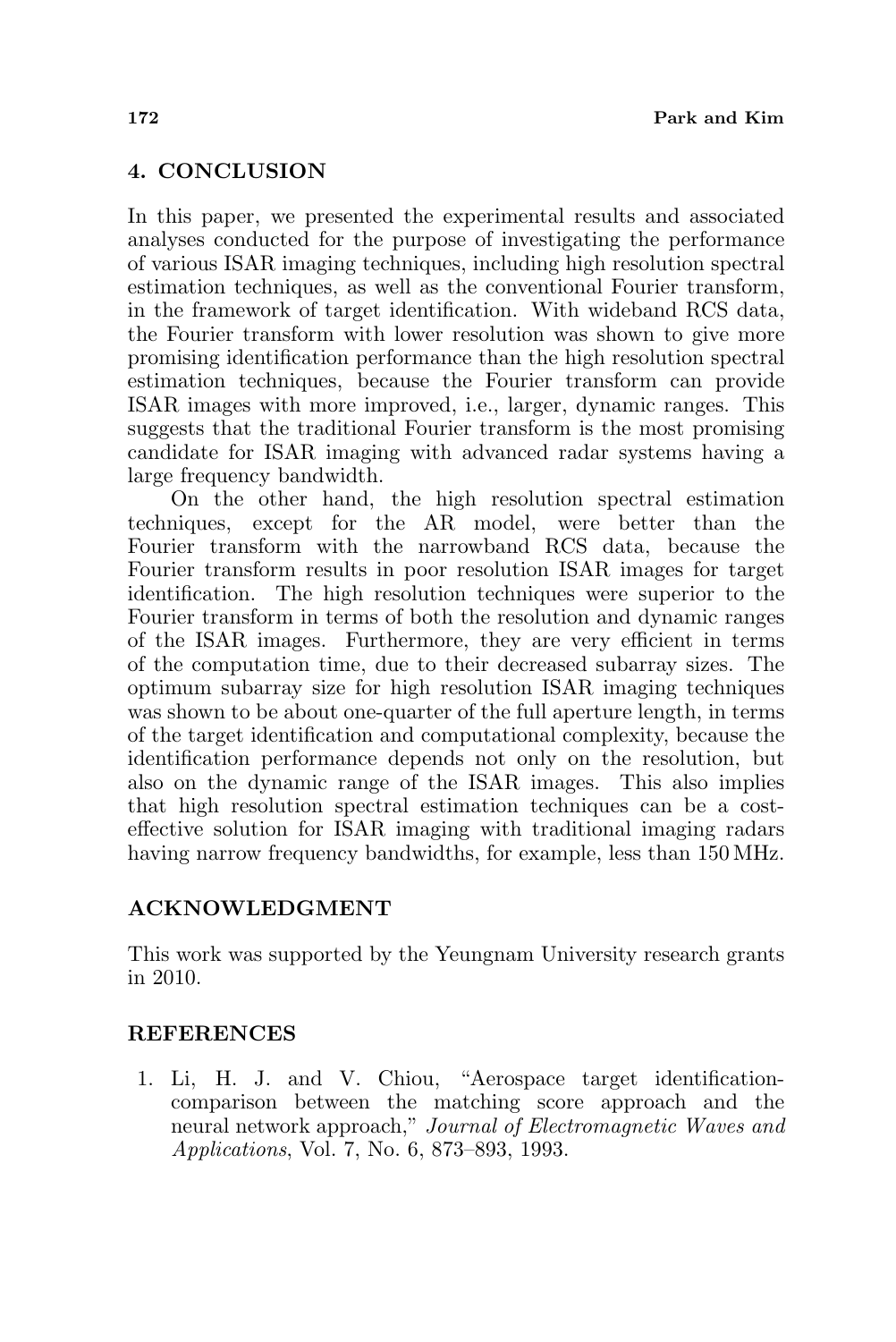## 4. CONCLUSION

In this paper, we presented the experimental results and associated analyses conducted for the purpose of investigating the performance of various ISAR imaging techniques, including high resolution spectral estimation techniques, as well as the conventional Fourier transform, in the framework of target identification. With wideband RCS data, the Fourier transform with lower resolution was shown to give more promising identification performance than the high resolution spectral estimation techniques, because the Fourier transform can provide ISAR images with more improved, i.e., larger, dynamic ranges. This suggests that the traditional Fourier transform is the most promising candidate for ISAR imaging with advanced radar systems having a large frequency bandwidth.

On the other hand, the high resolution spectral estimation techniques, except for the AR model, were better than the Fourier transform with the narrowband RCS data, because the Fourier transform results in poor resolution ISAR images for target identification. The high resolution techniques were superior to the Fourier transform in terms of both the resolution and dynamic ranges of the ISAR images. Furthermore, they are very efficient in terms of the computation time, due to their decreased subarray sizes. The optimum subarray size for high resolution ISAR imaging techniques was shown to be about one-quarter of the full aperture length, in terms of the target identification and computational complexity, because the identification performance depends not only on the resolution, but also on the dynamic range of the ISAR images. This also implies that high resolution spectral estimation techniques can be a cost-effective solution for ISAR imaging with traditional imaging radars having narrow frequency bandwidths, for example, less than 150 MHz.

## ACKNOWLEDGMENT

This work was supported by the Yeungnam University research grants in 2010.

## REFERENCES

1. Li, H. J. and V. Chiou, "Aerospace target identification-comparison between the matching score approach and the neural network approach," *Journal of Electromagnetic Waves and Applications*, Vol. 7, No. 6, 873–893, 1993.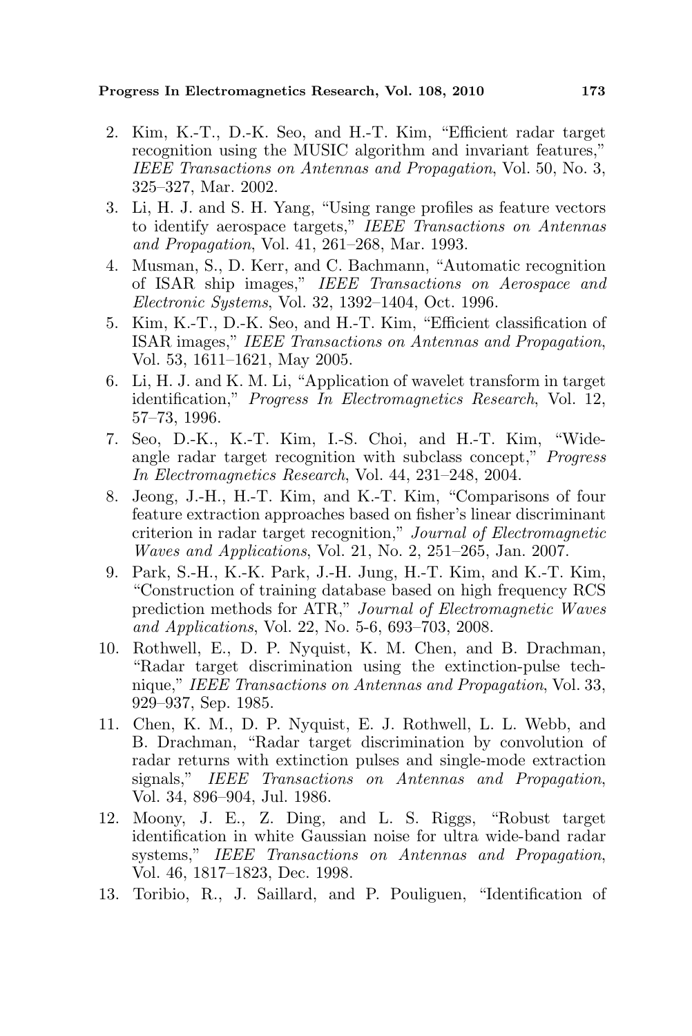2. Kim, K.-T., D.-K. Seo, and H.-T. Kim, "Efficient radar target recognition using the MUSIC algorithm and invariant features," *IEEE Transactions on Antennas and Propagation*, Vol. 50, No. 3, 325–327, Mar. 2002.
3. Li, H. J. and S. H. Yang, "Using range profiles as feature vectors to identify aerospace targets," *IEEE Transactions on Antennas and Propagation*, Vol. 41, 261–268, Mar. 1993.
4. Musman, S., D. Kerr, and C. Bachmann, "Automatic recognition of ISAR ship images," *IEEE Transactions on Aerospace and Electronic Systems*, Vol. 32, 1392–1404, Oct. 1996.
5. Kim, K.-T., D.-K. Seo, and H.-T. Kim, "Efficient classification of ISAR images," *IEEE Transactions on Antennas and Propagation*, Vol. 53, 1611–1621, May 2005.
6. Li, H. J. and K. M. Li, "Application of wavelet transform in target identification," *Progress In Electromagnetics Research*, Vol. 12, 57–73, 1996.
7. Seo, D.-K., K.-T. Kim, I.-S. Choi, and H.-T. Kim, "Wide-angle radar target recognition with subclass concept," *Progress In Electromagnetics Research*, Vol. 44, 231–248, 2004.
8. Jeong, J.-H., H.-T. Kim, and K.-T. Kim, "Comparisons of four feature extraction approaches based on fisher's linear discriminant criterion in radar target recognition," *Journal of Electromagnetic Waves and Applications*, Vol. 21, No. 2, 251–265, Jan. 2007.
9. Park, S.-H., K.-K. Park, J.-H. Jung, H.-T. Kim, and K.-T. Kim, "Construction of training database based on high frequency RCS prediction methods for ATR," *Journal of Electromagnetic Waves and Applications*, Vol. 22, No. 5-6, 693–703, 2008.
10. Rothwell, E., D. P. Nyquist, K. M. Chen, and B. Drachman, "Radar target discrimination using the extinction-pulse technique," *IEEE Transactions on Antennas and Propagation*, Vol. 33, 929–937, Sep. 1985.
11. Chen, K. M., D. P. Nyquist, E. J. Rothwell, L. L. Webb, and B. Drachman, "Radar target discrimination by convolution of radar returns with extinction pulses and single-mode extraction signals," *IEEE Transactions on Antennas and Propagation*, Vol. 34, 896–904, Jul. 1986.
12. Moony, J. E., Z. Ding, and L. S. Riggs, "Robust target identification in white Gaussian noise for ultra wide-band radar systems," *IEEE Transactions on Antennas and Propagation*, Vol. 46, 1817–1823, Dec. 1998.
13. Toribio, R., J. Saillard, and P. Pouliguen, "Identification of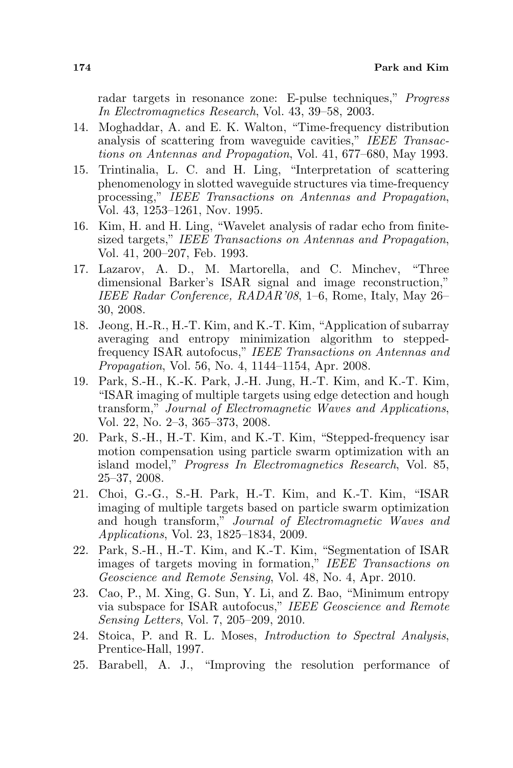radar targets in resonance zone: E-pulse techniques," *Progress In Electromagnetics Research*, Vol. 43, 39–58, 2003.

14. Moghaddar, A. and E. K. Walton, "Time-frequency distribution analysis of scattering from waveguide cavities," *IEEE Transactions on Antennas and Propagation*, Vol. 41, 677–680, May 1993.
15. Trintinalia, L. C. and H. Ling, "Interpretation of scattering phenomenology in slotted waveguide structures via time-frequency processing," *IEEE Transactions on Antennas and Propagation*, Vol. 43, 1253–1261, Nov. 1995.
16. Kim, H. and H. Ling, "Wavelet analysis of radar echo from finite-sized targets," *IEEE Transactions on Antennas and Propagation*, Vol. 41, 200–207, Feb. 1993.
17. Lazarov, A. D., M. Martorella, and C. Minchev, "Three dimensional Barker's ISAR signal and image reconstruction," *IEEE Radar Conference, RADAR'08*, 1–6, Rome, Italy, May 26–30, 2008.
18. Jeong, H.-R., H.-T. Kim, and K.-T. Kim, "Application of subarray averaging and entropy minimization algorithm to stepped-frequency ISAR autofocus," *IEEE Transactions on Antennas and Propagation*, Vol. 56, No. 4, 1144–1154, Apr. 2008.
19. Park, S.-H., K.-K. Park, J.-H. Jung, H.-T. Kim, and K.-T. Kim, "ISAR imaging of multiple targets using edge detection and hough transform," *Journal of Electromagnetic Waves and Applications*, Vol. 22, No. 2–3, 365–373, 2008.
20. Park, S.-H., H.-T. Kim, and K.-T. Kim, "Stepped-frequency isar motion compensation using particle swarm optimization with an island model," *Progress In Electromagnetics Research*, Vol. 85, 25–37, 2008.
21. Choi, G.-G., S.-H. Park, H.-T. Kim, and K.-T. Kim, "ISAR imaging of multiple targets based on particle swarm optimization and hough transform," *Journal of Electromagnetic Waves and Applications*, Vol. 23, 1825–1834, 2009.
22. Park, S.-H., H.-T. Kim, and K.-T. Kim, "Segmentation of ISAR images of targets moving in formation," *IEEE Transactions on Geoscience and Remote Sensing*, Vol. 48, No. 4, Apr. 2010.
23. Cao, P., M. Xing, G. Sun, Y. Li, and Z. Bao, "Minimum entropy via subspace for ISAR autofocus," *IEEE Geoscience and Remote Sensing Letters*, Vol. 7, 205–209, 2010.
24. Stoica, P. and R. L. Moses, *Introduction to Spectral Analysis*, Prentice-Hall, 1997.
25. Barabell, A. J., "Improving the resolution performance of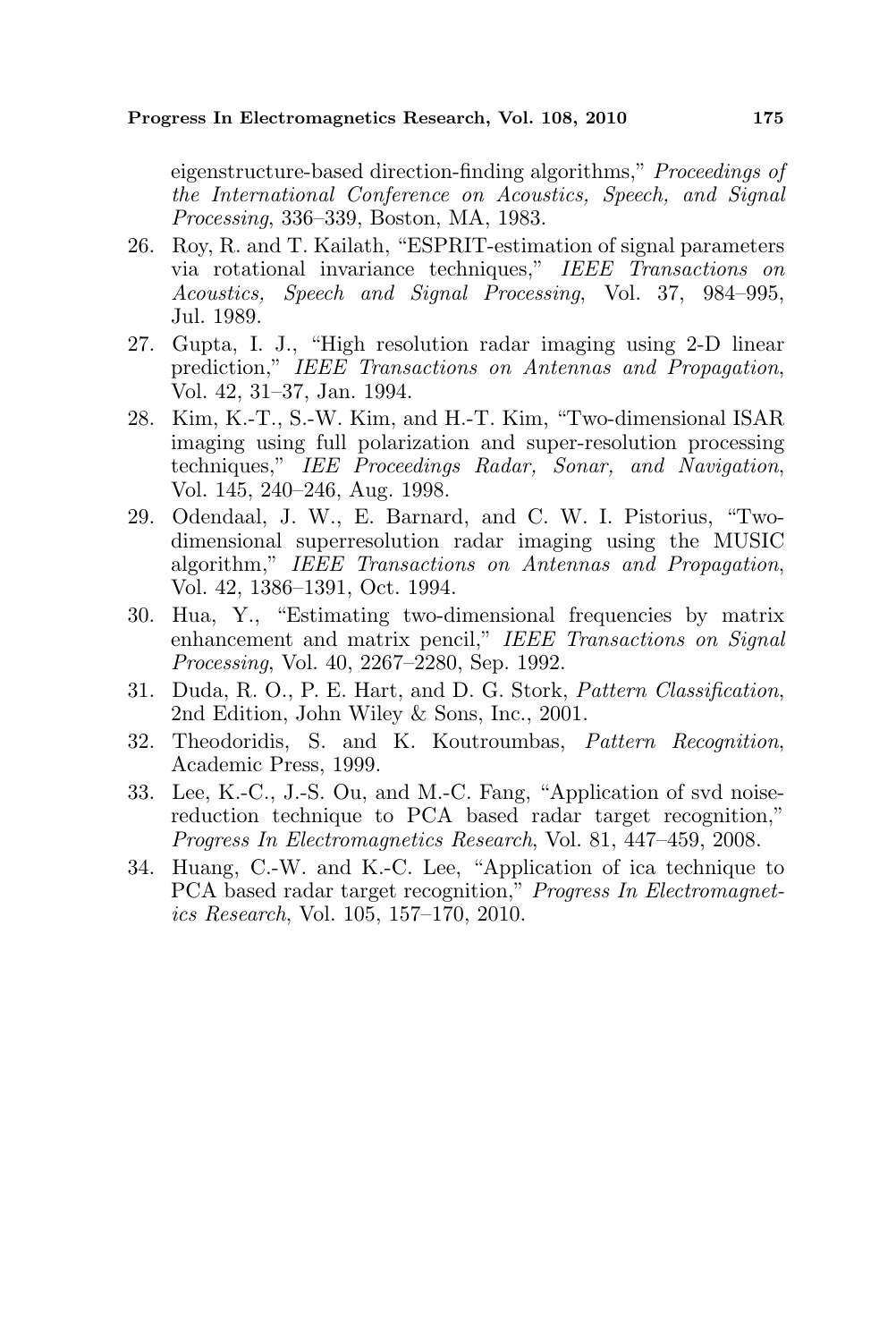eigenstructure-based direction-finding algorithms," *Proceedings of the International Conference on Acoustics, Speech, and Signal Processing*, 336–339, Boston, MA, 1983.

26. Roy, R. and T. Kailath, "ESPRIT-estimation of signal parameters via rotational invariance techniques," *IEEE Transactions on Acoustics, Speech and Signal Processing*, Vol. 37, 984–995, Jul. 1989.
27. Gupta, I. J., "High resolution radar imaging using 2-D linear prediction," *IEEE Transactions on Antennas and Propagation*, Vol. 42, 31–37, Jan. 1994.
28. Kim, K.-T., S.-W. Kim, and H.-T. Kim, "Two-dimensional ISAR imaging using full polarization and super-resolution processing techniques," *IEE Proceedings Radar, Sonar, and Navigation*, Vol. 145, 240–246, Aug. 1998.
29. Odendaal, J. W., E. Barnard, and C. W. I. Pistorius, "Two-dimensional superresolution radar imaging using the MUSIC algorithm," *IEEE Transactions on Antennas and Propagation*, Vol. 42, 1386–1391, Oct. 1994.
30. Hua, Y., "Estimating two-dimensional frequencies by matrix enhancement and matrix pencil," *IEEE Transactions on Signal Processing*, Vol. 40, 2267–2280, Sep. 1992.
31. Duda, R. O., P. E. Hart, and D. G. Stork, *Pattern Classification*, 2nd Edition, John Wiley & Sons, Inc., 2001.
32. Theodoridis, S. and K. Koutroumbas, *Pattern Recognition*, Academic Press, 1999.
33. Lee, K.-C., J.-S. Ou, and M.-C. Fang, "Application of svd noise-reduction technique to PCA based radar target recognition," *Progress In Electromagnetics Research*, Vol. 81, 447–459, 2008.
34. Huang, C.-W. and K.-C. Lee, "Application of ica technique to PCA based radar target recognition," *Progress In Electromagnetics Research*, Vol. 105, 157–170, 2010.